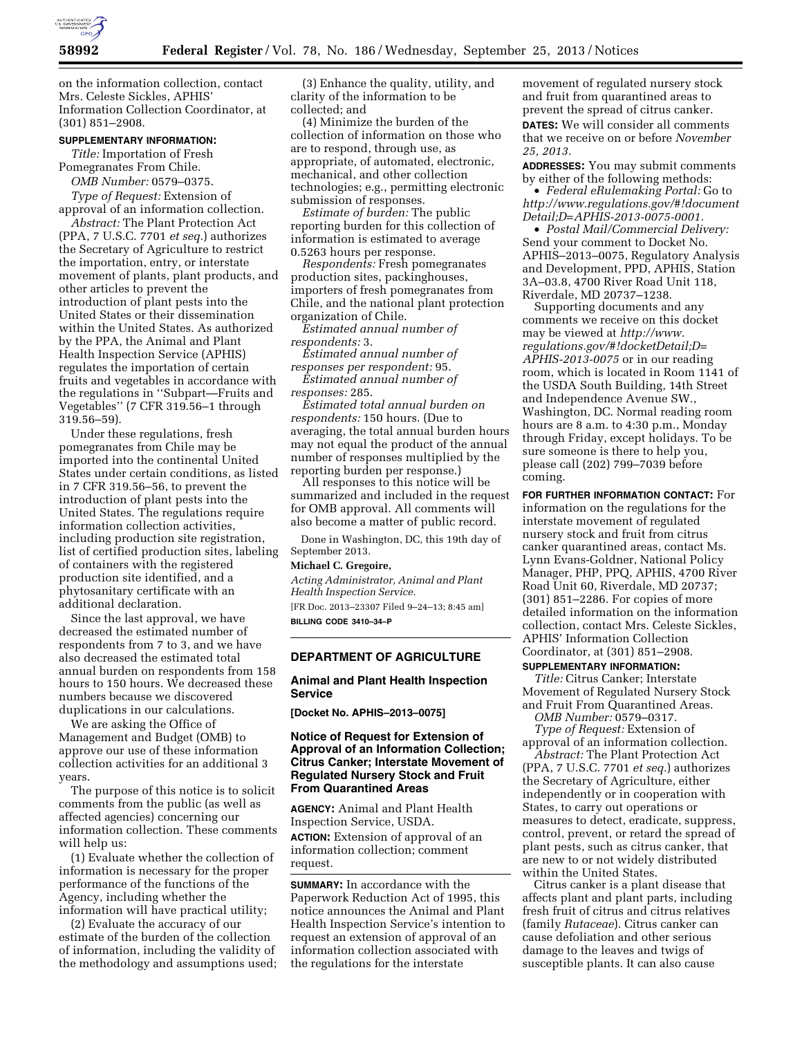on the information collection, contact Mrs. Celeste Sickles, APHIS' Information Collection Coordinator, at (301) 851–2908.

**SUPPLEMENTARY INFORMATION:**

*Title:* Importation of Fresh Pomegranates From Chile.

*OMB Number:* 0579–0375.

*Type of Request:* Extension of approval of an information collection.

*Abstract:* The Plant Protection Act (PPA, 7 U.S.C. 7701 *et seq.*) authorizes the Secretary of Agriculture to restrict the importation, entry, or interstate movement of plants, plant products, and other articles to prevent the introduction of plant pests into the United States or their dissemination within the United States. As authorized by the PPA, the Animal and Plant Health Inspection Service (APHIS) regulates the importation of certain fruits and vegetables in accordance with the regulations in ''Subpart—Fruits and Vegetables'' (7 CFR 319.56–1 through 319.56–59).

Under these regulations, fresh pomegranates from Chile may be imported into the continental United States under certain conditions, as listed in 7 CFR 319.56–56, to prevent the introduction of plant pests into the United States. The regulations require information collection activities, including production site registration, list of certified production sites, labeling of containers with the registered production site identified, and a phytosanitary certificate with an additional declaration.

Since the last approval, we have decreased the estimated number of respondents from 7 to 3, and we have also decreased the estimated total annual burden on respondents from 158 hours to 150 hours. We decreased these numbers because we discovered duplications in our calculations.

We are asking the Office of Management and Budget (OMB) to approve our use of these information collection activities for an additional 3 years.

The purpose of this notice is to solicit comments from the public (as well as affected agencies) concerning our information collection. These comments will help us:

(1) Evaluate whether the collection of information is necessary for the proper performance of the functions of the Agency, including whether the information will have practical utility;

(2) Evaluate the accuracy of our estimate of the burden of the collection of information, including the validity of the methodology and assumptions used;

(3) Enhance the quality, utility, and clarity of the information to be collected; and

(4) Minimize the burden of the collection of information on those who are to respond, through use, as appropriate, of automated, electronic, mechanical, and other collection technologies; e.g., permitting electronic submission of responses.

*Estimate of burden:* The public reporting burden for this collection of information is estimated to average 0.5263 hours per response.

*Respondents:* Fresh pomegranates production sites, packinghouses, importers of fresh pomegranates from Chile, and the national plant protection organization of Chile.

*Estimated annual number of respondents:* 3.

*Estimated annual number of responses per respondent:* 95.

*Estimated annual number of responses:* 285.

*Estimated total annual burden on respondents:* 150 hours. (Due to averaging, the total annual burden hours may not equal the product of the annual number of responses multiplied by the reporting burden per response.)

All responses to this notice will be summarized and included in the request for OMB approval. All comments will also become a matter of public record.

Done in Washington, DC, this 19th day of September 2013.

**Michael C. Gregoire,**

*Acting Administrator, Animal and Plant Health Inspection Service.*

[FR Doc. 2013–23307 Filed 9–24–13; 8:45 am]

**BILLING CODE 3410–34–P**

## DEPARTMENT OF AGRICULTURE

### Animal and Plant Health Inspection Service

**[Docket No. APHIS–2013–0075]**

### Notice of Request for Extension of Approval of an Information Collection; Citrus Canker; Interstate Movement of Regulated Nursery Stock and Fruit From Quarantined Areas

**AGENCY:** Animal and Plant Health Inspection Service, USDA.

**ACTION:** Extension of approval of an information collection; comment request.

**SUMMARY:** In accordance with the Paperwork Reduction Act of 1995, this notice announces the Animal and Plant Health Inspection Service's intention to request an extension of approval of an information collection associated with the regulations for the interstate movement of regulated nursery stock and fruit from quarantined areas to prevent the spread of citrus canker.

**DATES:** We will consider all comments that we receive on or before *November 25, 2013.*

**ADDRESSES:** You may submit comments by either of the following methods:

- *Federal eRulemaking Portal:* Go to *http://www.regulations.gov/#!documentDetail;D=APHIS-2013-0075-0001.*
- *Postal Mail/Commercial Delivery:* Send your comment to Docket No. APHIS–2013–0075, Regulatory Analysis and Development, PPD, APHIS, Station 3A–03.8, 4700 River Road Unit 118, Riverdale, MD 20737–1238.

Supporting documents and any comments we receive on this docket may be viewed at *http://www.regulations.gov/#!docketDetail;D=APHIS-2013-0075* or in our reading room, which is located in Room 1141 of the USDA South Building, 14th Street and Independence Avenue SW., Washington, DC. Normal reading room hours are 8 a.m. to 4:30 p.m., Monday through Friday, except holidays. To be sure someone is there to help you, please call (202) 799–7039 before coming.

**FOR FURTHER INFORMATION CONTACT:** For information on the regulations for the interstate movement of regulated nursery stock and fruit from citrus canker quarantined areas, contact Ms. Lynn Evans-Goldner, National Policy Manager, PHP, PPQ, APHIS, 4700 River Road Unit 60, Riverdale, MD 20737; (301) 851–2286. For copies of more detailed information on the information collection, contact Mrs. Celeste Sickles, APHIS' Information Collection Coordinator, at (301) 851–2908.

**SUPPLEMENTARY INFORMATION:**

*Title:* Citrus Canker; Interstate Movement of Regulated Nursery Stock and Fruit From Quarantined Areas.

*OMB Number:* 0579–0317.

*Type of Request:* Extension of approval of an information collection.

*Abstract:* The Plant Protection Act (PPA, 7 U.S.C. 7701 *et seq.*) authorizes the Secretary of Agriculture, either independently or in cooperation with States, to carry out operations or measures to detect, eradicate, suppress, control, prevent, or retard the spread of plant pests, such as citrus canker, that are new to or not widely distributed within the United States.

Citrus canker is a plant disease that affects plant and plant parts, including fresh fruit of citrus and citrus relatives (family *Rutaceae*). Citrus canker can cause defoliation and other serious damage to the leaves and twigs of susceptible plants. It can also cause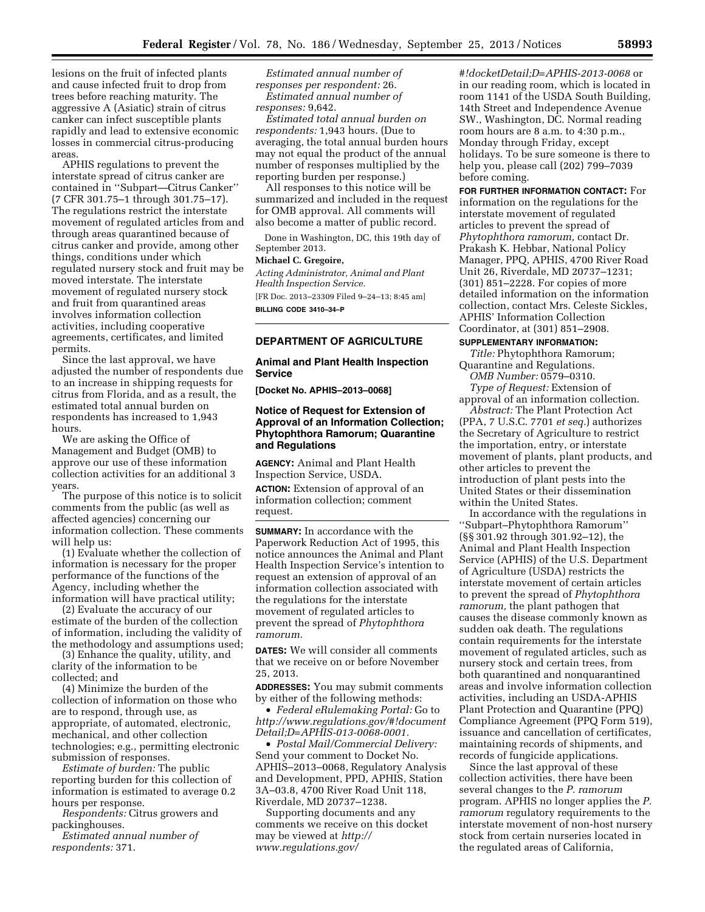lesions on the fruit of infected plants and cause infected fruit to drop from trees before reaching maturity. The aggressive A (Asiatic) strain of citrus canker can infect susceptible plants rapidly and lead to extensive economic losses in commercial citrus-producing areas.

APHIS regulations to prevent the interstate spread of citrus canker are contained in ''Subpart—Citrus Canker'' (7 CFR 301.75–1 through 301.75–17). The regulations restrict the interstate movement of regulated articles from and through areas quarantined because of citrus canker and provide, among other things, conditions under which regulated nursery stock and fruit may be moved interstate. The interstate movement of regulated nursery stock and fruit from quarantined areas involves information collection activities, including cooperative agreements, certificates, and limited permits.

Since the last approval, we have adjusted the number of respondents due to an increase in shipping requests for citrus from Florida, and as a result, the estimated total annual burden on respondents has increased to 1,943 hours.

We are asking the Office of Management and Budget (OMB) to approve our use of these information collection activities for an additional 3 years.

The purpose of this notice is to solicit comments from the public (as well as affected agencies) concerning our information collection. These comments will help us:

(1) Evaluate whether the collection of information is necessary for the proper performance of the functions of the Agency, including whether the information will have practical utility;

(2) Evaluate the accuracy of our estimate of the burden of the collection of information, including the validity of the methodology and assumptions used;

(3) Enhance the quality, utility, and clarity of the information to be collected; and

(4) Minimize the burden of the collection of information on those who are to respond, through use, as appropriate, of automated, electronic, mechanical, and other collection technologies; e.g., permitting electronic submission of responses.

*Estimate of burden:* The public reporting burden for this collection of information is estimated to average 0.2 hours per response.

*Respondents:* Citrus growers and packinghouses.

*Estimated annual number of respondents:* 371.

*Estimated annual number of responses per respondent:* 26.

*Estimated annual number of responses:* 9,642.

*Estimated total annual burden on respondents:* 1,943 hours. (Due to averaging, the total annual burden hours may not equal the product of the annual number of responses multiplied by the reporting burden per response.)

All responses to this notice will be summarized and included in the request for OMB approval. All comments will also become a matter of public record.

Done in Washington, DC, this 19th day of September 2013.

**Michael C. Gregoire,**

*Acting Administrator, Animal and Plant Health Inspection Service.*

[FR Doc. 2013–23309 Filed 9–24–13; 8:45 am]

**BILLING CODE 3410–34–P**

## DEPARTMENT OF AGRICULTURE

### Animal and Plant Health Inspection Service

**[Docket No. APHIS–2013–0068]**

### Notice of Request for Extension of Approval of an Information Collection; Phytophthora Ramorum; Quarantine and Regulations

**AGENCY:** Animal and Plant Health Inspection Service, USDA.

**ACTION:** Extension of approval of an information collection; comment request.

**SUMMARY:** In accordance with the Paperwork Reduction Act of 1995, this notice announces the Animal and Plant Health Inspection Service's intention to request an extension of approval of an information collection associated with the regulations for the interstate movement of regulated articles to prevent the spread of *Phytophthora ramorum.*

**DATES:** We will consider all comments that we receive on or before November 25, 2013.

**ADDRESSES:** You may submit comments by either of the following methods:

- *Federal eRulemaking Portal:* Go to *http://www.regulations.gov/#!documentDetail;D=APHIS-013-0068-0001.*
- *Postal Mail/Commercial Delivery:* Send your comment to Docket No. APHIS–2013–0068, Regulatory Analysis and Development, PPD, APHIS, Station 3A–03.8, 4700 River Road Unit 118, Riverdale, MD 20737–1238.

Supporting documents and any comments we receive on this docket may be viewed at *http://www.regulations.gov/#!docketDetail;D=APHIS-2013-0068* or in our reading room, which is located in room 1141 of the USDA South Building, 14th Street and Independence Avenue SW., Washington, DC. Normal reading room hours are 8 a.m. to 4:30 p.m., Monday through Friday, except holidays. To be sure someone is there to help you, please call (202) 799–7039 before coming.

**FOR FURTHER INFORMATION CONTACT:** For information on the regulations for the interstate movement of regulated articles to prevent the spread of *Phytophthora ramorum,* contact Dr. Prakash K. Hebbar, National Policy Manager, PPQ, APHIS, 4700 River Road Unit 26, Riverdale, MD 20737–1231; (301) 851–2228. For copies of more detailed information on the information collection, contact Mrs. Celeste Sickles, APHIS' Information Collection Coordinator, at (301) 851–2908.

**SUPPLEMENTARY INFORMATION:**

*Title:* Phytophthora Ramorum; Quarantine and Regulations.

*OMB Number:* 0579–0310.

*Type of Request:* Extension of approval of an information collection.

*Abstract:* The Plant Protection Act (PPA, 7 U.S.C. 7701 *et seq.*) authorizes the Secretary of Agriculture to restrict the importation, entry, or interstate movement of plants, plant products, and other articles to prevent the introduction of plant pests into the United States or their dissemination within the United States.

In accordance with the regulations in ''Subpart–Phytophthora Ramorum'' (§§ 301.92 through 301.92–12), the Animal and Plant Health Inspection Service (APHIS) of the U.S. Department of Agriculture (USDA) restricts the interstate movement of certain articles to prevent the spread of *Phytophthora ramorum,* the plant pathogen that causes the disease commonly known as sudden oak death. The regulations contain requirements for the interstate movement of regulated articles, such as nursery stock and certain trees, from both quarantined and nonquarantined areas and involve information collection activities, including an USDA-APHIS Plant Protection and Quarantine (PPQ) Compliance Agreement (PPQ Form 519), issuance and cancellation of certificates, maintaining records of shipments, and records of fungicide applications.

Since the last approval of these collection activities, there have been several changes to the *P. ramorum* program. APHIS no longer applies the *P. ramorum* regulatory requirements to the interstate movement of non-host nursery stock from certain nurseries located in the regulated areas of California,